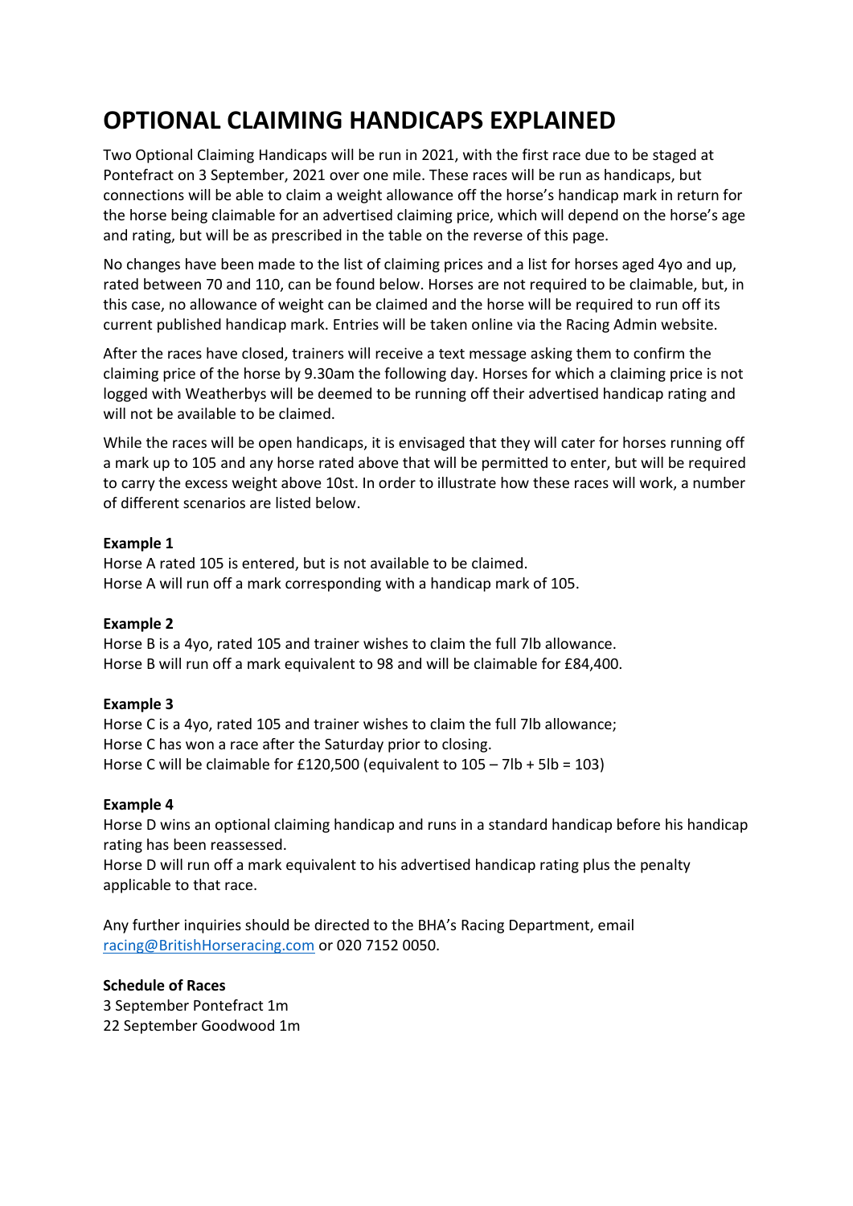# OPTIONAL CLAIMING HANDICAPS EXPLAINED

Two Optional Claiming Handicaps will be run in 2021, with the first race due to be staged at Pontefract on 3 September, 2021 over one mile. These races will be run as handicaps, but connections will be able to claim a weight allowance off the horse's handicap mark in return for the horse being claimable for an advertised claiming price, which will depend on the horse's age and rating, but will be as prescribed in the table on the reverse of this page.

No changes have been made to the list of claiming prices and a list for horses aged 4yo and up, rated between 70 and 110, can be found below. Horses are not required to be claimable, but, in this case, no allowance of weight can be claimed and the horse will be required to run off its current published handicap mark. Entries will be taken online via the Racing Admin website.

After the races have closed, trainers will receive a text message asking them to confirm the claiming price of the horse by 9.30am the following day. Horses for which a claiming price is not logged with Weatherbys will be deemed to be running off their advertised handicap rating and will not be available to be claimed.

While the races will be open handicaps, it is envisaged that they will cater for horses running off a mark up to 105 and any horse rated above that will be permitted to enter, but will be required to carry the excess weight above 10st. In order to illustrate how these races will work, a number of different scenarios are listed below.

**Example 1**
Horse A rated 105 is entered, but is not available to be claimed.
Horse A will run off a mark corresponding with a handicap mark of 105.

**Example 2**
Horse B is a 4yo, rated 105 and trainer wishes to claim the full 7lb allowance.
Horse B will run off a mark equivalent to 98 and will be claimable for £84,400.

**Example 3**
Horse C is a 4yo, rated 105 and trainer wishes to claim the full 7lb allowance;
Horse C has won a race after the Saturday prior to closing.
Horse C will be claimable for £120,500 (equivalent to 105 – 7lb + 5lb = 103)

**Example 4**
Horse D wins an optional claiming handicap and runs in a standard handicap before his handicap rating has been reassessed.
Horse D will run off a mark equivalent to his advertised handicap rating plus the penalty applicable to that race.

Any further inquiries should be directed to the BHA's Racing Department, email racing@BritishHorseracing.com or 020 7152 0050.

**Schedule of Races**
3 September Pontefract 1m
22 September Goodwood 1m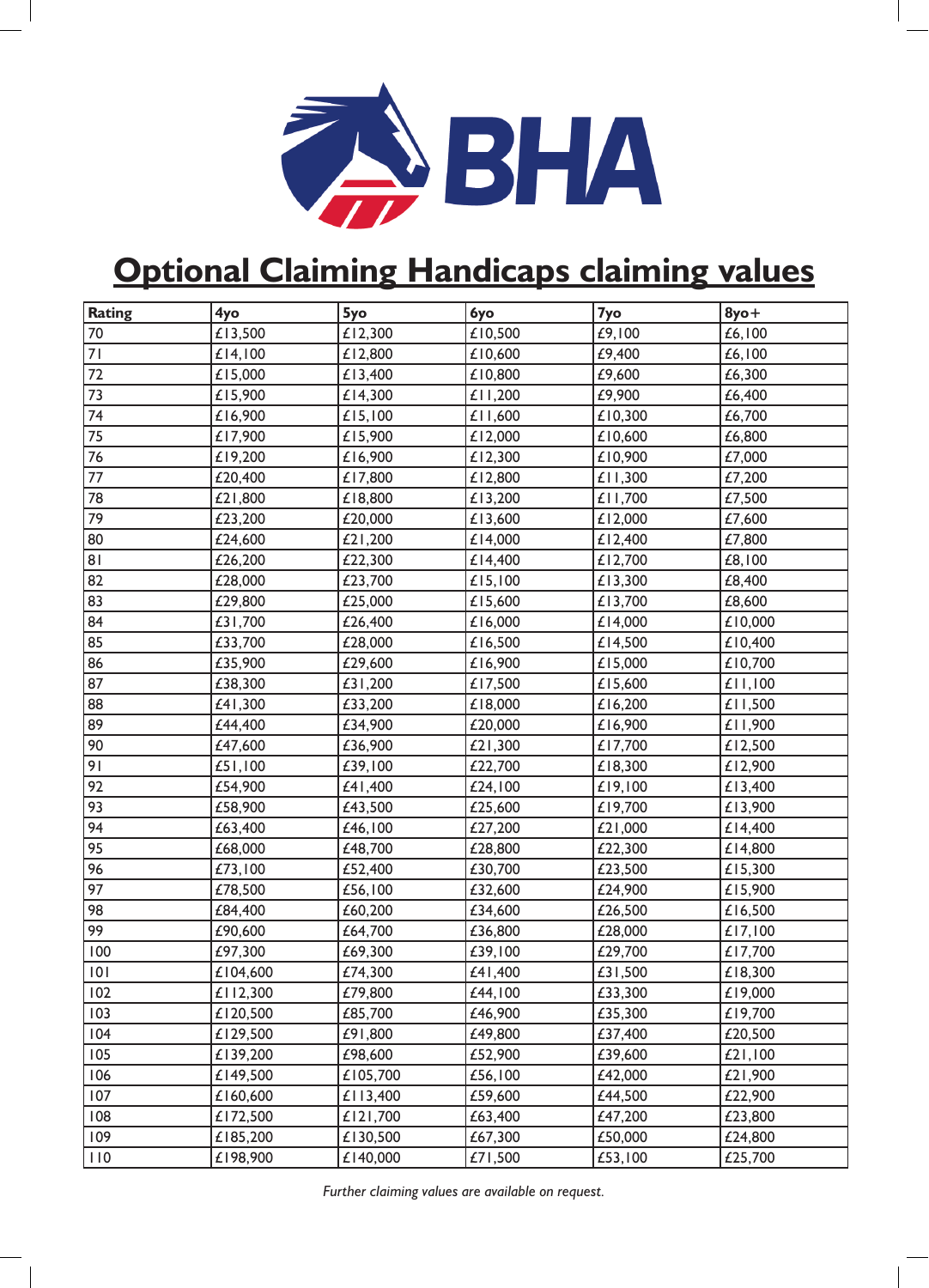# Optional Claiming Handicaps claiming values

| Rating | 4yo | 5yo | 6yo | 7yo | 8yo+ |
|---|---|---|---|---|---|
| 70 | £13,500 | £12,300 | £10,500 | £9,100 | £6,100 |
| 71 | £14,100 | £12,800 | £10,600 | £9,400 | £6,100 |
| 72 | £15,000 | £13,400 | £10,800 | £9,600 | £6,300 |
| 73 | £15,900 | £14,300 | £11,200 | £9,900 | £6,400 |
| 74 | £16,900 | £15,100 | £11,600 | £10,300 | £6,700 |
| 75 | £17,900 | £15,900 | £12,000 | £10,600 | £6,800 |
| 76 | £19,200 | £16,900 | £12,300 | £10,900 | £7,000 |
| 77 | £20,400 | £17,800 | £12,800 | £11,300 | £7,200 |
| 78 | £21,800 | £18,800 | £13,200 | £11,700 | £7,500 |
| 79 | £23,200 | £20,000 | £13,600 | £12,000 | £7,600 |
| 80 | £24,600 | £21,200 | £14,000 | £12,400 | £7,800 |
| 81 | £26,200 | £22,300 | £14,400 | £12,700 | £8,100 |
| 82 | £28,000 | £23,700 | £15,100 | £13,300 | £8,400 |
| 83 | £29,800 | £25,000 | £15,600 | £13,700 | £8,600 |
| 84 | £31,700 | £26,400 | £16,000 | £14,000 | £10,000 |
| 85 | £33,700 | £28,000 | £16,500 | £14,500 | £10,400 |
| 86 | £35,900 | £29,600 | £16,900 | £15,000 | £10,700 |
| 87 | £38,300 | £31,200 | £17,500 | £15,600 | £11,100 |
| 88 | £41,300 | £33,200 | £18,000 | £16,200 | £11,500 |
| 89 | £44,400 | £34,900 | £20,000 | £16,900 | £11,900 |
| 90 | £47,600 | £36,900 | £21,300 | £17,700 | £12,500 |
| 91 | £51,100 | £39,100 | £22,700 | £18,300 | £12,900 |
| 92 | £54,900 | £41,400 | £24,100 | £19,100 | £13,400 |
| 93 | £58,900 | £43,500 | £25,600 | £19,700 | £13,900 |
| 94 | £63,400 | £46,100 | £27,200 | £21,000 | £14,400 |
| 95 | £68,000 | £48,700 | £28,800 | £22,300 | £14,800 |
| 96 | £73,100 | £52,400 | £30,700 | £23,500 | £15,300 |
| 97 | £78,500 | £56,100 | £32,600 | £24,900 | £15,900 |
| 98 | £84,400 | £60,200 | £34,600 | £26,500 | £16,500 |
| 99 | £90,600 | £64,700 | £36,800 | £28,000 | £17,100 |
| 100 | £97,300 | £69,300 | £39,100 | £29,700 | £17,700 |
| 101 | £104,600 | £74,300 | £41,400 | £31,500 | £18,300 |
| 102 | £112,300 | £79,800 | £44,100 | £33,300 | £19,000 |
| 103 | £120,500 | £85,700 | £46,900 | £35,300 | £19,700 |
| 104 | £129,500 | £91,800 | £49,800 | £37,400 | £20,500 |
| 105 | £139,200 | £98,600 | £52,900 | £39,600 | £21,100 |
| 106 | £149,500 | £105,700 | £56,100 | £42,000 | £21,900 |
| 107 | £160,600 | £113,400 | £59,600 | £44,500 | £22,900 |
| 108 | £172,500 | £121,700 | £63,400 | £47,200 | £23,800 |
| 109 | £185,200 | £130,500 | £67,300 | £50,000 | £24,800 |
| 110 | £198,900 | £140,000 | £71,500 | £53,100 | £25,700 |

*Further claiming values are available on request.*